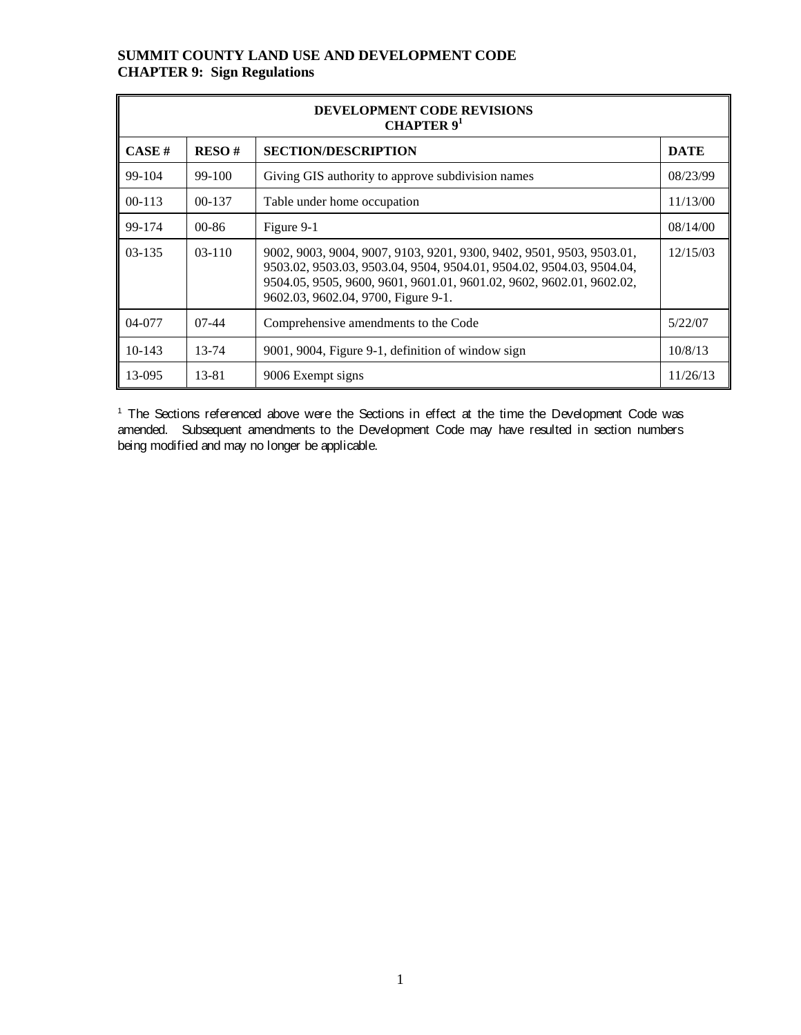**SUMMIT COUNTY LAND USE AND DEVELOPMENT CODE**
**CHAPTER 9: Sign Regulations**

| DEVELOPMENT CODE REVISIONS CHAPTER 9[1] | | | |
|---|---|---|---|
| **CASE #** | **RESO #** | **SECTION/DESCRIPTION** | **DATE** |
| 99-104 | 99-100 | Giving GIS authority to approve subdivision names | 08/23/99 |
| 00-113 | 00-137 | Table under home occupation | 11/13/00 |
| 99-174 | 00-86 | Figure 9-1 | 08/14/00 |
| 03-135 | 03-110 | 9002, 9003, 9004, 9007, 9103, 9201, 9300, 9402, 9501, 9503, 9503.01, 9503.02, 9503.03, 9503.04, 9504, 9504.01, 9504.02, 9504.03, 9504.04, 9504.05, 9505, 9600, 9601, 9601.01, 9601.02, 9602, 9602.01, 9602.02, 9602.03, 9602.04, 9700, Figure 9-1. | 12/15/03 |
| 04-077 | 07-44 | Comprehensive amendments to the Code | 5/22/07 |
| 10-143 | 13-74 | 9001, 9004, Figure 9-1, definition of window sign | 10/8/13 |
| 13-095 | 13-81 | 9006 Exempt signs | 11/26/13 |

[1] The Sections referenced above were the Sections in effect at the time the Development Code was amended. Subsequent amendments to the Development Code may have resulted in section numbers being modified and may no longer be applicable.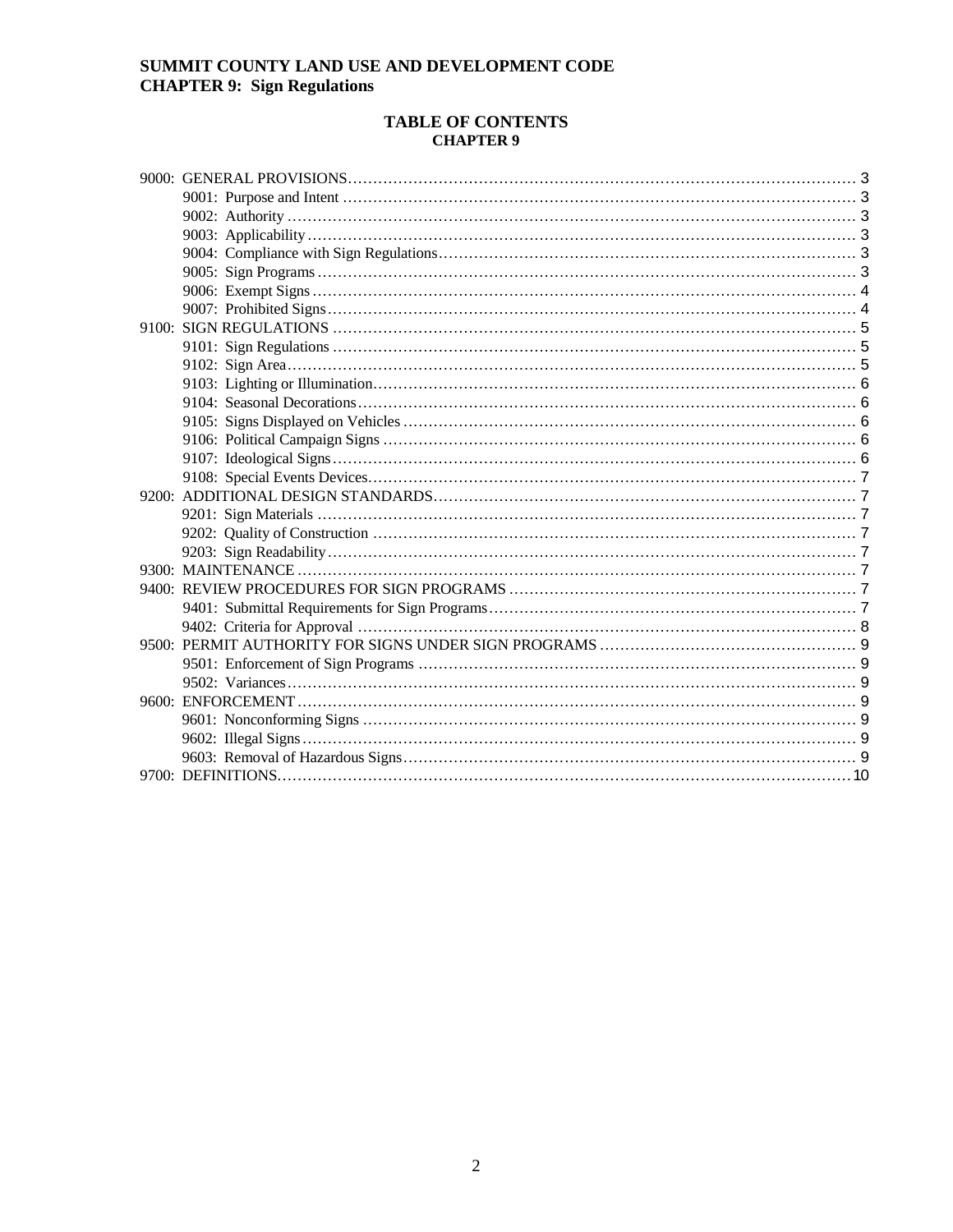**SUMMIT COUNTY LAND USE AND DEVELOPMENT CODE**
**CHAPTER 9: Sign Regulations**

## TABLE OF CONTENTS
### CHAPTER 9

- 9000: GENERAL PROVISIONS ..... 3
  - 9001: Purpose and Intent ..... 3
  - 9002: Authority ..... 3
  - 9003: Applicability ..... 3
  - 9004: Compliance with Sign Regulations ..... 3
  - 9005: Sign Programs ..... 3
  - 9006: Exempt Signs ..... 4
  - 9007: Prohibited Signs ..... 4
- 9100: SIGN REGULATIONS ..... 5
  - 9101: Sign Regulations ..... 5
  - 9102: Sign Area ..... 5
  - 9103: Lighting or Illumination ..... 6
  - 9104: Seasonal Decorations ..... 6
  - 9105: Signs Displayed on Vehicles ..... 6
  - 9106: Political Campaign Signs ..... 6
  - 9107: Ideological Signs ..... 6
  - 9108: Special Events Devices ..... 7
- 9200: ADDITIONAL DESIGN STANDARDS ..... 7
  - 9201: Sign Materials ..... 7
  - 9202: Quality of Construction ..... 7
  - 9203: Sign Readability ..... 7
- 9300: MAINTENANCE ..... 7
- 9400: REVIEW PROCEDURES FOR SIGN PROGRAMS ..... 7
  - 9401: Submittal Requirements for Sign Programs ..... 7
  - 9402: Criteria for Approval ..... 8
- 9500: PERMIT AUTHORITY FOR SIGNS UNDER SIGN PROGRAMS ..... 9
  - 9501: Enforcement of Sign Programs ..... 9
  - 9502: Variances ..... 9
- 9600: ENFORCEMENT ..... 9
  - 9601: Nonconforming Signs ..... 9
  - 9602: Illegal Signs ..... 9
  - 9603: Removal of Hazardous Signs ..... 9
- 9700: DEFINITIONS ..... 10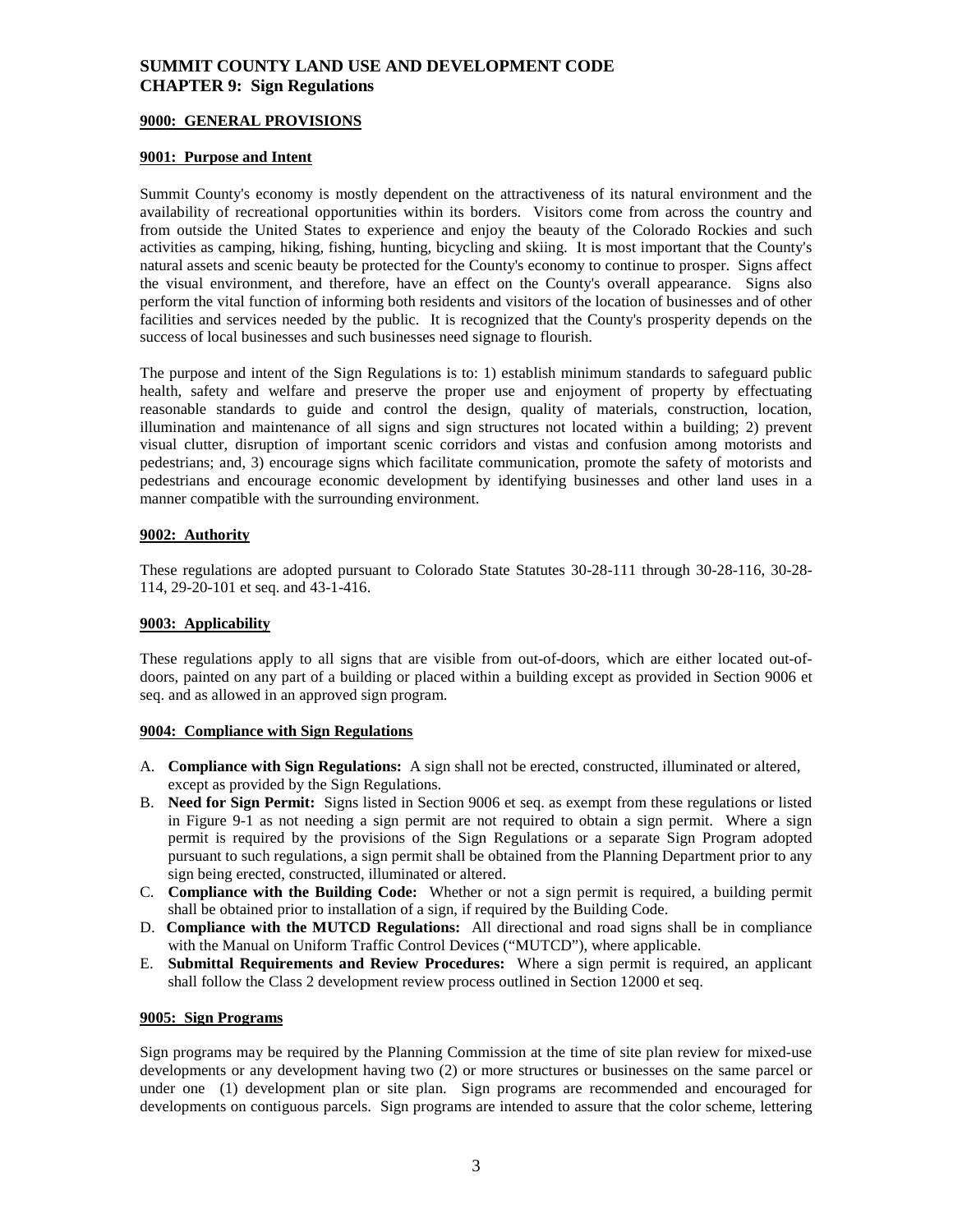# SUMMIT COUNTY LAND USE AND DEVELOPMENT CODE
# CHAPTER 9: Sign Regulations

## 9000: GENERAL PROVISIONS

### 9001: Purpose and Intent

Summit County's economy is mostly dependent on the attractiveness of its natural environment and the availability of recreational opportunities within its borders. Visitors come from across the country and from outside the United States to experience and enjoy the beauty of the Colorado Rockies and such activities as camping, hiking, fishing, hunting, bicycling and skiing. It is most important that the County's natural assets and scenic beauty be protected for the County's economy to continue to prosper. Signs affect the visual environment, and therefore, have an effect on the County's overall appearance. Signs also perform the vital function of informing both residents and visitors of the location of businesses and of other facilities and services needed by the public. It is recognized that the County's prosperity depends on the success of local businesses and such businesses need signage to flourish.

The purpose and intent of the Sign Regulations is to: 1) establish minimum standards to safeguard public health, safety and welfare and preserve the proper use and enjoyment of property by effectuating reasonable standards to guide and control the design, quality of materials, construction, location, illumination and maintenance of all signs and sign structures not located within a building; 2) prevent visual clutter, disruption of important scenic corridors and vistas and confusion among motorists and pedestrians; and, 3) encourage signs which facilitate communication, promote the safety of motorists and pedestrians and encourage economic development by identifying businesses and other land uses in a manner compatible with the surrounding environment.

### 9002: Authority

These regulations are adopted pursuant to Colorado State Statutes 30-28-111 through 30-28-116, 30-28-114, 29-20-101 et seq. and 43-1-416.

### 9003: Applicability

These regulations apply to all signs that are visible from out-of-doors, which are either located out-of-doors, painted on any part of a building or placed within a building except as provided in Section 9006 et seq. and as allowed in an approved sign program.

### 9004: Compliance with Sign Regulations

A. **Compliance with Sign Regulations:** A sign shall not be erected, constructed, illuminated or altered, except as provided by the Sign Regulations.
B. **Need for Sign Permit:** Signs listed in Section 9006 et seq. as exempt from these regulations or listed in Figure 9-1 as not needing a sign permit are not required to obtain a sign permit. Where a sign permit is required by the provisions of the Sign Regulations or a separate Sign Program adopted pursuant to such regulations, a sign permit shall be obtained from the Planning Department prior to any sign being erected, constructed, illuminated or altered.
C. **Compliance with the Building Code:** Whether or not a sign permit is required, a building permit shall be obtained prior to installation of a sign, if required by the Building Code.
D. **Compliance with the MUTCD Regulations:** All directional and road signs shall be in compliance with the Manual on Uniform Traffic Control Devices ("MUTCD"), where applicable.
E. **Submittal Requirements and Review Procedures:** Where a sign permit is required, an applicant shall follow the Class 2 development review process outlined in Section 12000 et seq.

### 9005: Sign Programs

Sign programs may be required by the Planning Commission at the time of site plan review for mixed-use developments or any development having two (2) or more structures or businesses on the same parcel or under one (1) development plan or site plan. Sign programs are recommended and encouraged for developments on contiguous parcels. Sign programs are intended to assure that the color scheme, lettering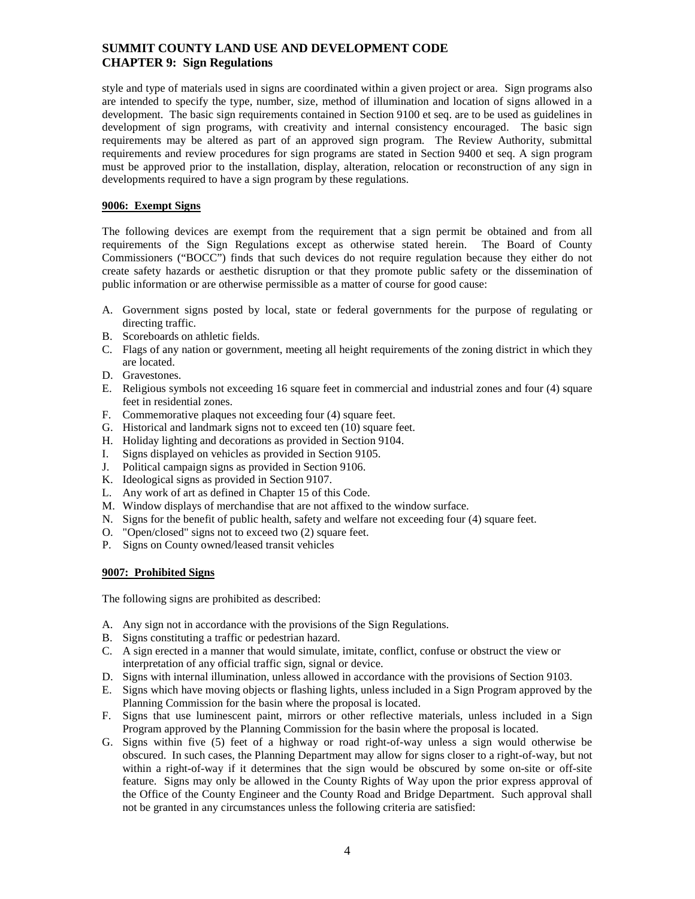style and type of materials used in signs are coordinated within a given project or area. Sign programs also are intended to specify the type, number, size, method of illumination and location of signs allowed in a development. The basic sign requirements contained in Section 9100 et seq. are to be used as guidelines in development of sign programs, with creativity and internal consistency encouraged. The basic sign requirements may be altered as part of an approved sign program. The Review Authority, submittal requirements and review procedures for sign programs are stated in Section 9400 et seq. A sign program must be approved prior to the installation, display, alteration, relocation or reconstruction of any sign in developments required to have a sign program by these regulations.

### 9006: Exempt Signs

The following devices are exempt from the requirement that a sign permit be obtained and from all requirements of the Sign Regulations except as otherwise stated herein. The Board of County Commissioners ("BOCC") finds that such devices do not require regulation because they either do not create safety hazards or aesthetic disruption or that they promote public safety or the dissemination of public information or are otherwise permissible as a matter of course for good cause:

A. Government signs posted by local, state or federal governments for the purpose of regulating or directing traffic.
B. Scoreboards on athletic fields.
C. Flags of any nation or government, meeting all height requirements of the zoning district in which they are located.
D. Gravestones.
E. Religious symbols not exceeding 16 square feet in commercial and industrial zones and four (4) square feet in residential zones.
F. Commemorative plaques not exceeding four (4) square feet.
G. Historical and landmark signs not to exceed ten (10) square feet.
H. Holiday lighting and decorations as provided in Section 9104.
I. Signs displayed on vehicles as provided in Section 9105.
J. Political campaign signs as provided in Section 9106.
K. Ideological signs as provided in Section 9107.
L. Any work of art as defined in Chapter 15 of this Code.
M. Window displays of merchandise that are not affixed to the window surface.
N. Signs for the benefit of public health, safety and welfare not exceeding four (4) square feet.
O. "Open/closed" signs not to exceed two (2) square feet.
P. Signs on County owned/leased transit vehicles

### 9007: Prohibited Signs

The following signs are prohibited as described:

A. Any sign not in accordance with the provisions of the Sign Regulations.
B. Signs constituting a traffic or pedestrian hazard.
C. A sign erected in a manner that would simulate, imitate, conflict, confuse or obstruct the view or interpretation of any official traffic sign, signal or device.
D. Signs with internal illumination, unless allowed in accordance with the provisions of Section 9103.
E. Signs which have moving objects or flashing lights, unless included in a Sign Program approved by the Planning Commission for the basin where the proposal is located.
F. Signs that use luminescent paint, mirrors or other reflective materials, unless included in a Sign Program approved by the Planning Commission for the basin where the proposal is located.
G. Signs within five (5) feet of a highway or road right-of-way unless a sign would otherwise be obscured. In such cases, the Planning Department may allow for signs closer to a right-of-way, but not within a right-of-way if it determines that the sign would be obscured by some on-site or off-site feature. Signs may only be allowed in the County Rights of Way upon the prior express approval of the Office of the County Engineer and the County Road and Bridge Department. Such approval shall not be granted in any circumstances unless the following criteria are satisfied: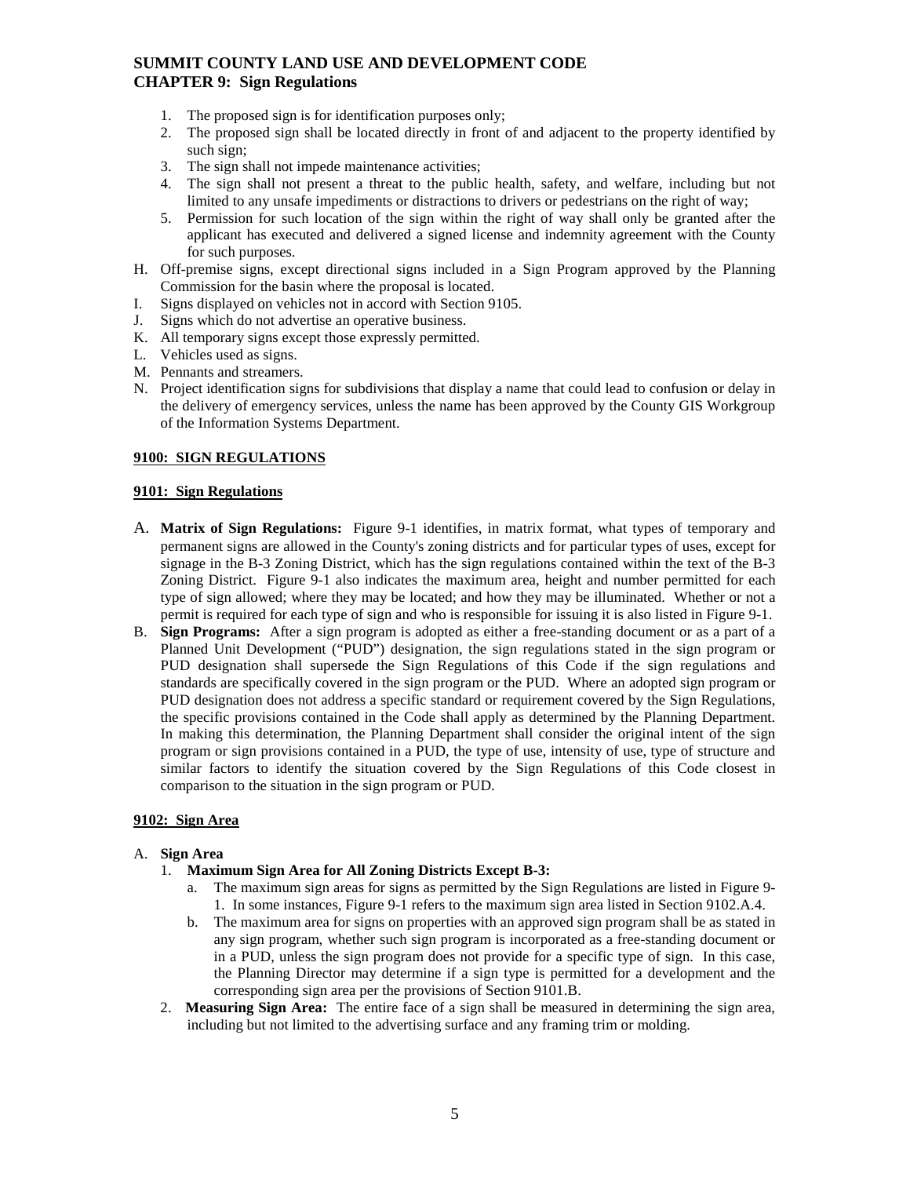1. The proposed sign is for identification purposes only;
2. The proposed sign shall be located directly in front of and adjacent to the property identified by such sign;
3. The sign shall not impede maintenance activities;
4. The sign shall not present a threat to the public health, safety, and welfare, including but not limited to any unsafe impediments or distractions to drivers or pedestrians on the right of way;
5. Permission for such location of the sign within the right of way shall only be granted after the applicant has executed and delivered a signed license and indemnity agreement with the County for such purposes.

H. Off-premise signs, except directional signs included in a Sign Program approved by the Planning Commission for the basin where the proposal is located.

I. Signs displayed on vehicles not in accord with Section 9105.

J. Signs which do not advertise an operative business.

K. All temporary signs except those expressly permitted.

L. Vehicles used as signs.

M. Pennants and streamers.

N. Project identification signs for subdivisions that display a name that could lead to confusion or delay in the delivery of emergency services, unless the name has been approved by the County GIS Workgroup of the Information Systems Department.

## 9100: SIGN REGULATIONS

### 9101: Sign Regulations

A. **Matrix of Sign Regulations:** Figure 9-1 identifies, in matrix format, what types of temporary and permanent signs are allowed in the County's zoning districts and for particular types of uses, except for signage in the B-3 Zoning District, which has the sign regulations contained within the text of the B-3 Zoning District. Figure 9-1 also indicates the maximum area, height and number permitted for each type of sign allowed; where they may be located; and how they may be illuminated. Whether or not a permit is required for each type of sign and who is responsible for issuing it is also listed in Figure 9-1.

B. **Sign Programs:** After a sign program is adopted as either a free-standing document or as a part of a Planned Unit Development ("PUD") designation, the sign regulations stated in the sign program or PUD designation shall supersede the Sign Regulations of this Code if the sign regulations and standards are specifically covered in the sign program or the PUD. Where an adopted sign program or PUD designation does not address a specific standard or requirement covered by the Sign Regulations, the specific provisions contained in the Code shall apply as determined by the Planning Department. In making this determination, the Planning Department shall consider the original intent of the sign program or sign provisions contained in a PUD, the type of use, intensity of use, type of structure and similar factors to identify the situation covered by the Sign Regulations of this Code closest in comparison to the situation in the sign program or PUD.

### 9102: Sign Area

A. **Sign Area**

1. **Maximum Sign Area for All Zoning Districts Except B-3:**
   a. The maximum sign areas for signs as permitted by the Sign Regulations are listed in Figure 9-1. In some instances, Figure 9-1 refers to the maximum sign area listed in Section 9102.A.4.
   b. The maximum area for signs on properties with an approved sign program shall be as stated in any sign program, whether such sign program is incorporated as a free-standing document or in a PUD, unless the sign program does not provide for a specific type of sign. In this case, the Planning Director may determine if a sign type is permitted for a development and the corresponding sign area per the provisions of Section 9101.B.
2. **Measuring Sign Area:** The entire face of a sign shall be measured in determining the sign area, including but not limited to the advertising surface and any framing trim or molding.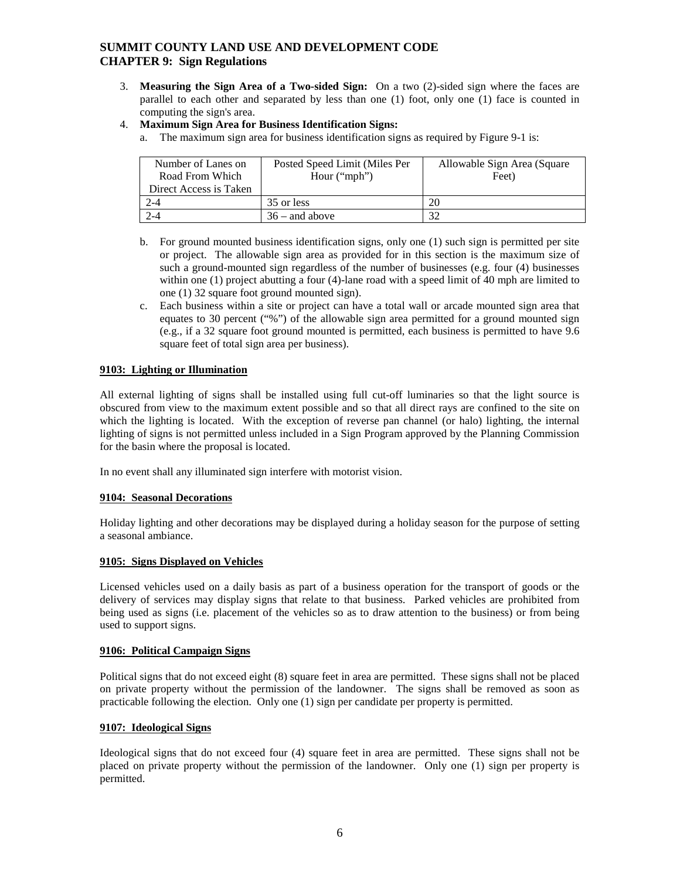3. **Measuring the Sign Area of a Two-sided Sign:** On a two (2)-sided sign where the faces are parallel to each other and separated by less than one (1) foot, only one (1) face is counted in computing the sign's area.
4. **Maximum Sign Area for Business Identification Signs:**
   a. The maximum sign area for business identification signs as required by Figure 9-1 is:

| Number of Lanes on Road From Which Direct Access is Taken | Posted Speed Limit (Miles Per Hour ("mph") | Allowable Sign Area (Square Feet) |
|---|---|---|
| 2-4 | 35 or less | 20 |
| 2-4 | 36 – and above | 32 |

   b. For ground mounted business identification signs, only one (1) such sign is permitted per site or project. The allowable sign area as provided for in this section is the maximum size of such a ground-mounted sign regardless of the number of businesses (e.g. four (4) businesses within one (1) project abutting a four (4)-lane road with a speed limit of 40 mph are limited to one (1) 32 square foot ground mounted sign).
   c. Each business within a site or project can have a total wall or arcade mounted sign area that equates to 30 percent ("%") of the allowable sign area permitted for a ground mounted sign (e.g., if a 32 square foot ground mounted is permitted, each business is permitted to have 9.6 square feet of total sign area per business).

## 9103: Lighting or Illumination

All external lighting of signs shall be installed using full cut-off luminaries so that the light source is obscured from view to the maximum extent possible and so that all direct rays are confined to the site on which the lighting is located. With the exception of reverse pan channel (or halo) lighting, the internal lighting of signs is not permitted unless included in a Sign Program approved by the Planning Commission for the basin where the proposal is located.

In no event shall any illuminated sign interfere with motorist vision.

## 9104: Seasonal Decorations

Holiday lighting and other decorations may be displayed during a holiday season for the purpose of setting a seasonal ambiance.

## 9105: Signs Displayed on Vehicles

Licensed vehicles used on a daily basis as part of a business operation for the transport of goods or the delivery of services may display signs that relate to that business. Parked vehicles are prohibited from being used as signs (i.e. placement of the vehicles so as to draw attention to the business) or from being used to support signs.

## 9106: Political Campaign Signs

Political signs that do not exceed eight (8) square feet in area are permitted. These signs shall not be placed on private property without the permission of the landowner. The signs shall be removed as soon as practicable following the election. Only one (1) sign per candidate per property is permitted.

## 9107: Ideological Signs

Ideological signs that do not exceed four (4) square feet in area are permitted. These signs shall not be placed on private property without the permission of the landowner. Only one (1) sign per property is permitted.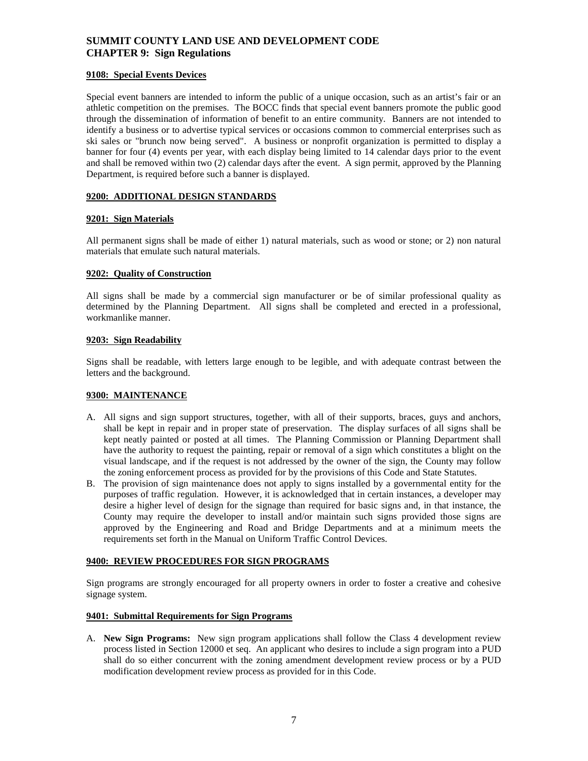## 9108: Special Events Devices

Special event banners are intended to inform the public of a unique occasion, such as an artist's fair or an athletic competition on the premises. The BOCC finds that special event banners promote the public good through the dissemination of information of benefit to an entire community. Banners are not intended to identify a business or to advertise typical services or occasions common to commercial enterprises such as ski sales or "brunch now being served". A business or nonprofit organization is permitted to display a banner for four (4) events per year, with each display being limited to 14 calendar days prior to the event and shall be removed within two (2) calendar days after the event. A sign permit, approved by the Planning Department, is required before such a banner is displayed.

## 9200: ADDITIONAL DESIGN STANDARDS

### 9201: Sign Materials

All permanent signs shall be made of either 1) natural materials, such as wood or stone; or 2) non natural materials that emulate such natural materials.

### 9202: Quality of Construction

All signs shall be made by a commercial sign manufacturer or be of similar professional quality as determined by the Planning Department. All signs shall be completed and erected in a professional, workmanlike manner.

### 9203: Sign Readability

Signs shall be readable, with letters large enough to be legible, and with adequate contrast between the letters and the background.

## 9300: MAINTENANCE

A. All signs and sign support structures, together, with all of their supports, braces, guys and anchors, shall be kept in repair and in proper state of preservation. The display surfaces of all signs shall be kept neatly painted or posted at all times. The Planning Commission or Planning Department shall have the authority to request the painting, repair or removal of a sign which constitutes a blight on the visual landscape, and if the request is not addressed by the owner of the sign, the County may follow the zoning enforcement process as provided for by the provisions of this Code and State Statutes.

B. The provision of sign maintenance does not apply to signs installed by a governmental entity for the purposes of traffic regulation. However, it is acknowledged that in certain instances, a developer may desire a higher level of design for the signage than required for basic signs and, in that instance, the County may require the developer to install and/or maintain such signs provided those signs are approved by the Engineering and Road and Bridge Departments and at a minimum meets the requirements set forth in the Manual on Uniform Traffic Control Devices.

## 9400: REVIEW PROCEDURES FOR SIGN PROGRAMS

Sign programs are strongly encouraged for all property owners in order to foster a creative and cohesive signage system.

### 9401: Submittal Requirements for Sign Programs

A. **New Sign Programs:** New sign program applications shall follow the Class 4 development review process listed in Section 12000 et seq. An applicant who desires to include a sign program into a PUD shall do so either concurrent with the zoning amendment development review process or by a PUD modification development review process as provided for in this Code.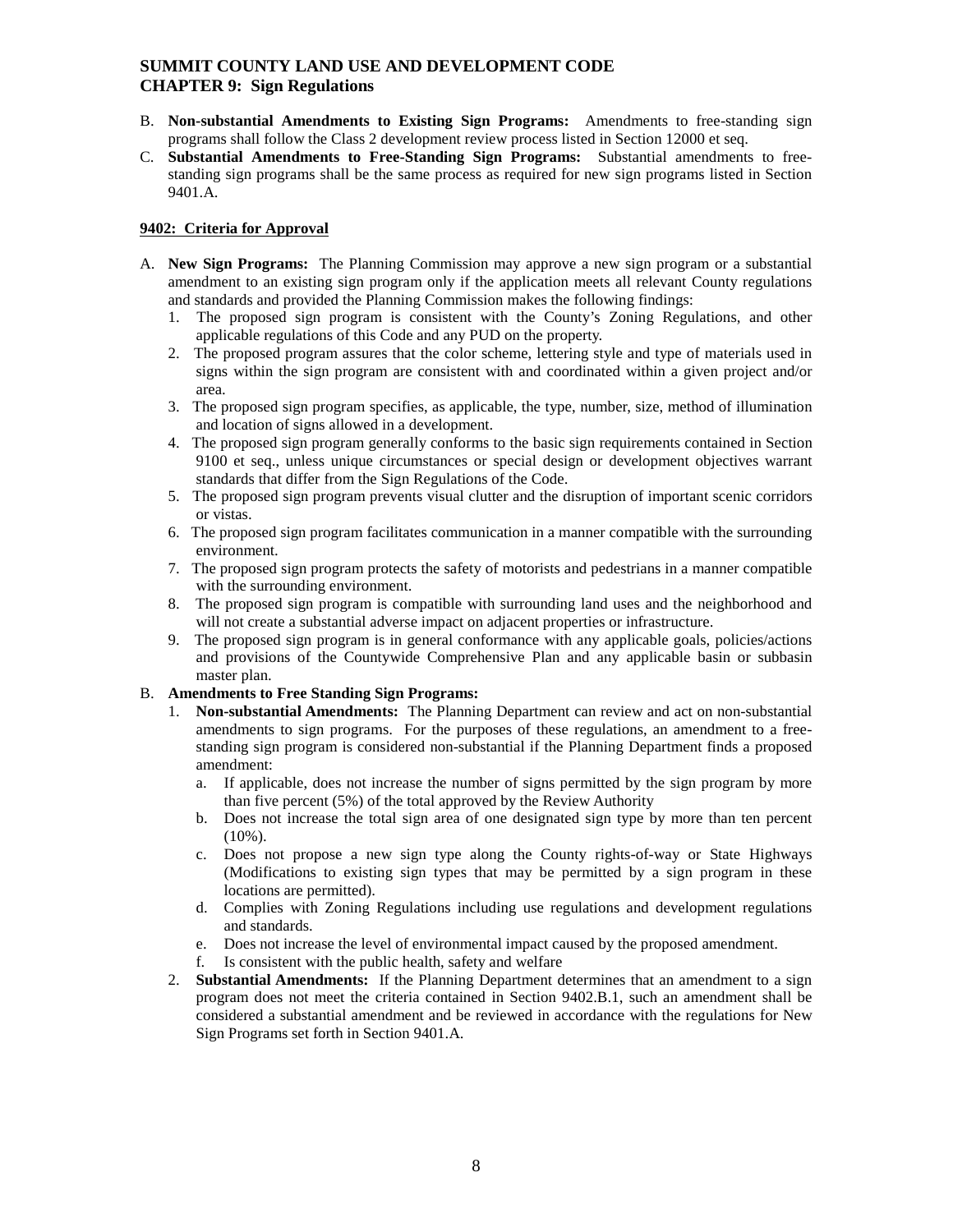B. **Non-substantial Amendments to Existing Sign Programs:** Amendments to free-standing sign programs shall follow the Class 2 development review process listed in Section 12000 et seq.

C. **Substantial Amendments to Free-Standing Sign Programs:** Substantial amendments to free-standing sign programs shall be the same process as required for new sign programs listed in Section 9401.A.

**9402: Criteria for Approval**

A. **New Sign Programs:** The Planning Commission may approve a new sign program or a substantial amendment to an existing sign program only if the application meets all relevant County regulations and standards and provided the Planning Commission makes the following findings:
   1. The proposed sign program is consistent with the County's Zoning Regulations, and other applicable regulations of this Code and any PUD on the property.
   2. The proposed program assures that the color scheme, lettering style and type of materials used in signs within the sign program are consistent with and coordinated within a given project and/or area.
   3. The proposed sign program specifies, as applicable, the type, number, size, method of illumination and location of signs allowed in a development.
   4. The proposed sign program generally conforms to the basic sign requirements contained in Section 9100 et seq., unless unique circumstances or special design or development objectives warrant standards that differ from the Sign Regulations of the Code.
   5. The proposed sign program prevents visual clutter and the disruption of important scenic corridors or vistas.
   6. The proposed sign program facilitates communication in a manner compatible with the surrounding environment.
   7. The proposed sign program protects the safety of motorists and pedestrians in a manner compatible with the surrounding environment.
   8. The proposed sign program is compatible with surrounding land uses and the neighborhood and will not create a substantial adverse impact on adjacent properties or infrastructure.
   9. The proposed sign program is in general conformance with any applicable goals, policies/actions and provisions of the Countywide Comprehensive Plan and any applicable basin or subbasin master plan.

B. **Amendments to Free Standing Sign Programs:**
   1. **Non-substantial Amendments:** The Planning Department can review and act on non-substantial amendments to sign programs. For the purposes of these regulations, an amendment to a free-standing sign program is considered non-substantial if the Planning Department finds a proposed amendment:
      a. If applicable, does not increase the number of signs permitted by the sign program by more than five percent (5%) of the total approved by the Review Authority
      b. Does not increase the total sign area of one designated sign type by more than ten percent (10%).
      c. Does not propose a new sign type along the County rights-of-way or State Highways (Modifications to existing sign types that may be permitted by a sign program in these locations are permitted).
      d. Complies with Zoning Regulations including use regulations and development regulations and standards.
      e. Does not increase the level of environmental impact caused by the proposed amendment.
      f. Is consistent with the public health, safety and welfare
   2. **Substantial Amendments:** If the Planning Department determines that an amendment to a sign program does not meet the criteria contained in Section 9402.B.1, such an amendment shall be considered a substantial amendment and be reviewed in accordance with the regulations for New Sign Programs set forth in Section 9401.A.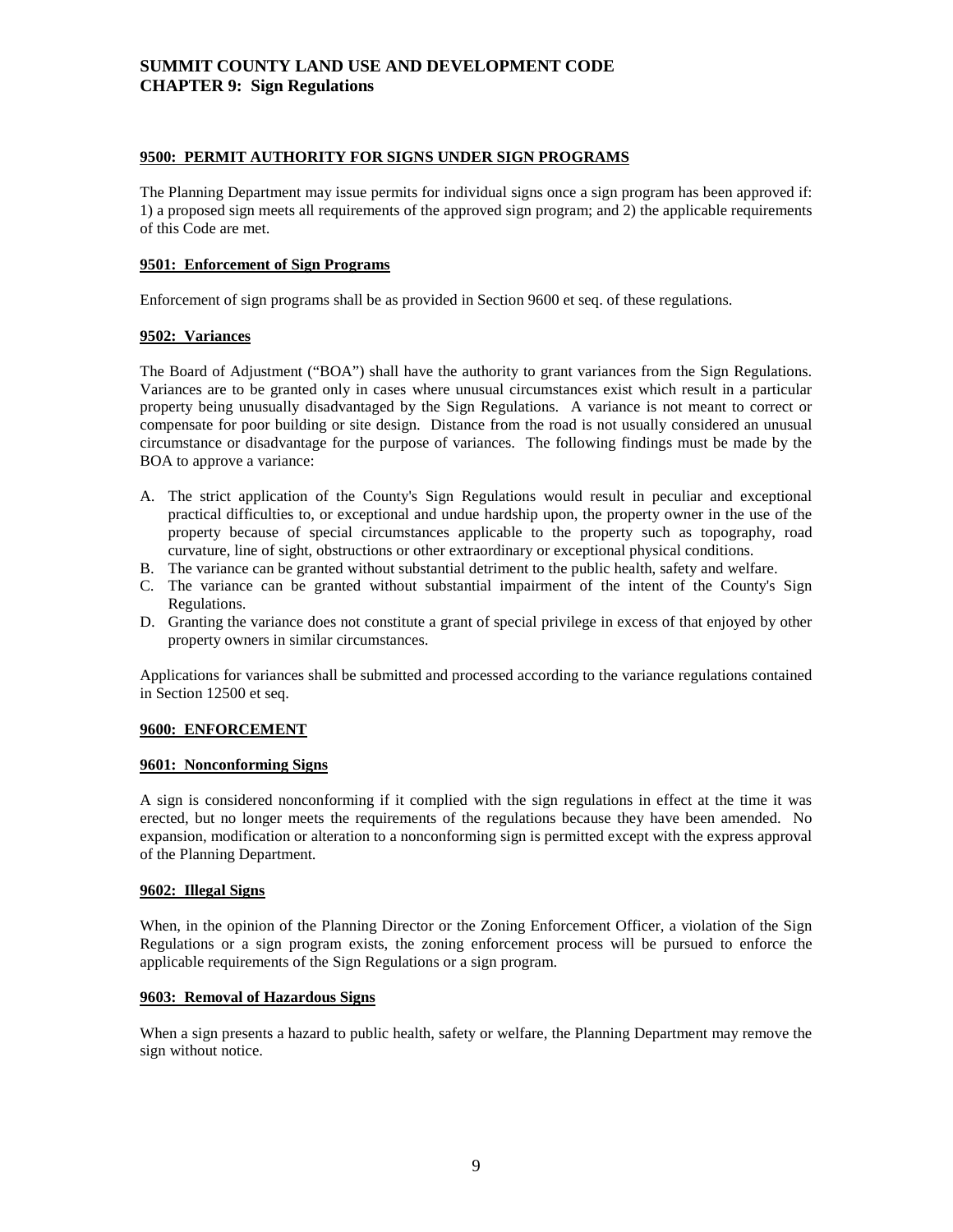### 9500: PERMIT AUTHORITY FOR SIGNS UNDER SIGN PROGRAMS

The Planning Department may issue permits for individual signs once a sign program has been approved if: 1) a proposed sign meets all requirements of the approved sign program; and 2) the applicable requirements of this Code are met.

#### 9501: Enforcement of Sign Programs

Enforcement of sign programs shall be as provided in Section 9600 et seq. of these regulations.

#### 9502: Variances

The Board of Adjustment ("BOA") shall have the authority to grant variances from the Sign Regulations. Variances are to be granted only in cases where unusual circumstances exist which result in a particular property being unusually disadvantaged by the Sign Regulations. A variance is not meant to correct or compensate for poor building or site design. Distance from the road is not usually considered an unusual circumstance or disadvantage for the purpose of variances. The following findings must be made by the BOA to approve a variance:

A. The strict application of the County's Sign Regulations would result in peculiar and exceptional practical difficulties to, or exceptional and undue hardship upon, the property owner in the use of the property because of special circumstances applicable to the property such as topography, road curvature, line of sight, obstructions or other extraordinary or exceptional physical conditions.
B. The variance can be granted without substantial detriment to the public health, safety and welfare.
C. The variance can be granted without substantial impairment of the intent of the County's Sign Regulations.
D. Granting the variance does not constitute a grant of special privilege in excess of that enjoyed by other property owners in similar circumstances.

Applications for variances shall be submitted and processed according to the variance regulations contained in Section 12500 et seq.

### 9600: ENFORCEMENT

#### 9601: Nonconforming Signs

A sign is considered nonconforming if it complied with the sign regulations in effect at the time it was erected, but no longer meets the requirements of the regulations because they have been amended. No expansion, modification or alteration to a nonconforming sign is permitted except with the express approval of the Planning Department.

#### 9602: Illegal Signs

When, in the opinion of the Planning Director or the Zoning Enforcement Officer, a violation of the Sign Regulations or a sign program exists, the zoning enforcement process will be pursued to enforce the applicable requirements of the Sign Regulations or a sign program.

#### 9603: Removal of Hazardous Signs

When a sign presents a hazard to public health, safety or welfare, the Planning Department may remove the sign without notice.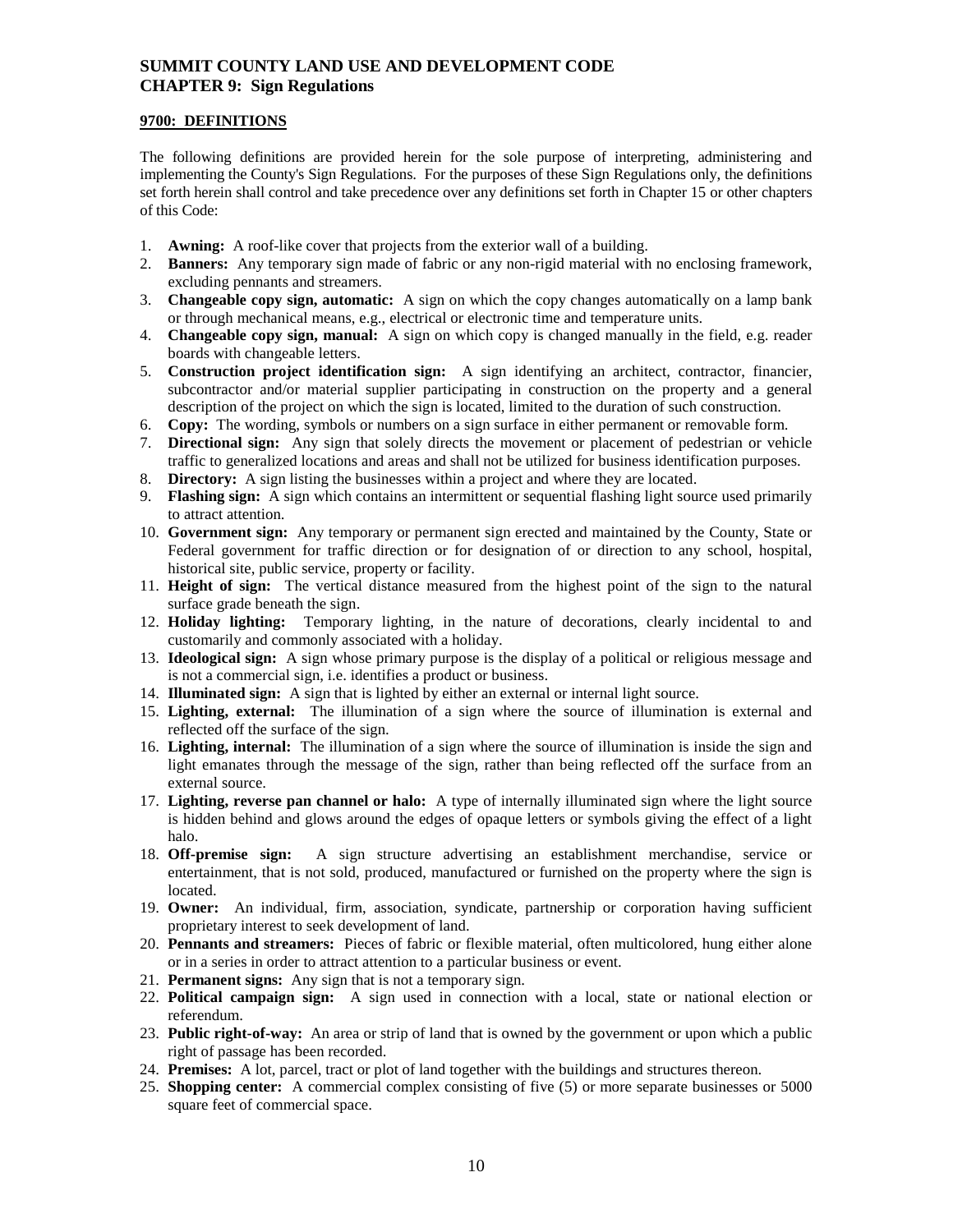# SUMMIT COUNTY LAND USE AND DEVELOPMENT CODE
# CHAPTER 9: Sign Regulations

## 9700: DEFINITIONS

The following definitions are provided herein for the sole purpose of interpreting, administering and implementing the County's Sign Regulations. For the purposes of these Sign Regulations only, the definitions set forth herein shall control and take precedence over any definitions set forth in Chapter 15 or other chapters of this Code:

1. **Awning:** A roof-like cover that projects from the exterior wall of a building.
2. **Banners:** Any temporary sign made of fabric or any non-rigid material with no enclosing framework, excluding pennants and streamers.
3. **Changeable copy sign, automatic:** A sign on which the copy changes automatically on a lamp bank or through mechanical means, e.g., electrical or electronic time and temperature units.
4. **Changeable copy sign, manual:** A sign on which copy is changed manually in the field, e.g. reader boards with changeable letters.
5. **Construction project identification sign:** A sign identifying an architect, contractor, financier, subcontractor and/or material supplier participating in construction on the property and a general description of the project on which the sign is located, limited to the duration of such construction.
6. **Copy:** The wording, symbols or numbers on a sign surface in either permanent or removable form.
7. **Directional sign:** Any sign that solely directs the movement or placement of pedestrian or vehicle traffic to generalized locations and areas and shall not be utilized for business identification purposes.
8. **Directory:** A sign listing the businesses within a project and where they are located.
9. **Flashing sign:** A sign which contains an intermittent or sequential flashing light source used primarily to attract attention.
10. **Government sign:** Any temporary or permanent sign erected and maintained by the County, State or Federal government for traffic direction or for designation of or direction to any school, hospital, historical site, public service, property or facility.
11. **Height of sign:** The vertical distance measured from the highest point of the sign to the natural surface grade beneath the sign.
12. **Holiday lighting:** Temporary lighting, in the nature of decorations, clearly incidental to and customarily and commonly associated with a holiday.
13. **Ideological sign:** A sign whose primary purpose is the display of a political or religious message and is not a commercial sign, i.e. identifies a product or business.
14. **Illuminated sign:** A sign that is lighted by either an external or internal light source.
15. **Lighting, external:** The illumination of a sign where the source of illumination is external and reflected off the surface of the sign.
16. **Lighting, internal:** The illumination of a sign where the source of illumination is inside the sign and light emanates through the message of the sign, rather than being reflected off the surface from an external source.
17. **Lighting, reverse pan channel or halo:** A type of internally illuminated sign where the light source is hidden behind and glows around the edges of opaque letters or symbols giving the effect of a light halo.
18. **Off-premise sign:** A sign structure advertising an establishment merchandise, service or entertainment, that is not sold, produced, manufactured or furnished on the property where the sign is located.
19. **Owner:** An individual, firm, association, syndicate, partnership or corporation having sufficient proprietary interest to seek development of land.
20. **Pennants and streamers:** Pieces of fabric or flexible material, often multicolored, hung either alone or in a series in order to attract attention to a particular business or event.
21. **Permanent signs:** Any sign that is not a temporary sign.
22. **Political campaign sign:** A sign used in connection with a local, state or national election or referendum.
23. **Public right-of-way:** An area or strip of land that is owned by the government or upon which a public right of passage has been recorded.
24. **Premises:** A lot, parcel, tract or plot of land together with the buildings and structures thereon.
25. **Shopping center:** A commercial complex consisting of five (5) or more separate businesses or 5000 square feet of commercial space.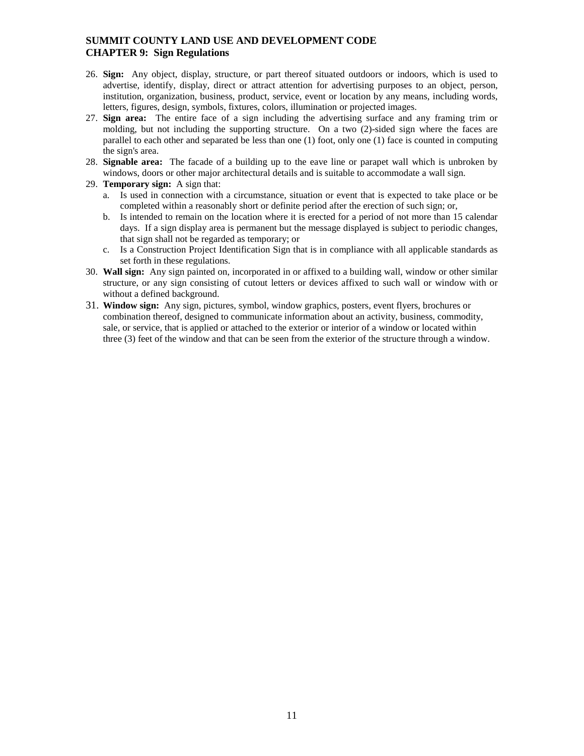26. **Sign:** Any object, display, structure, or part thereof situated outdoors or indoors, which is used to advertise, identify, display, direct or attract attention for advertising purposes to an object, person, institution, organization, business, product, service, event or location by any means, including words, letters, figures, design, symbols, fixtures, colors, illumination or projected images.
27. **Sign area:** The entire face of a sign including the advertising surface and any framing trim or molding, but not including the supporting structure. On a two (2)-sided sign where the faces are parallel to each other and separated be less than one (1) foot, only one (1) face is counted in computing the sign's area.
28. **Signable area:** The facade of a building up to the eave line or parapet wall which is unbroken by windows, doors or other major architectural details and is suitable to accommodate a wall sign.
29. **Temporary sign:** A sign that:
    a. Is used in connection with a circumstance, situation or event that is expected to take place or be completed within a reasonably short or definite period after the erection of such sign; or,
    b. Is intended to remain on the location where it is erected for a period of not more than 15 calendar days. If a sign display area is permanent but the message displayed is subject to periodic changes, that sign shall not be regarded as temporary; or
    c. Is a Construction Project Identification Sign that is in compliance with all applicable standards as set forth in these regulations.
30. **Wall sign:** Any sign painted on, incorporated in or affixed to a building wall, window or other similar structure, or any sign consisting of cutout letters or devices affixed to such wall or window with or without a defined background.
31. **Window sign:** Any sign, pictures, symbol, window graphics, posters, event flyers, brochures or combination thereof, designed to communicate information about an activity, business, commodity, sale, or service, that is applied or attached to the exterior or interior of a window or located within three (3) feet of the window and that can be seen from the exterior of the structure through a window.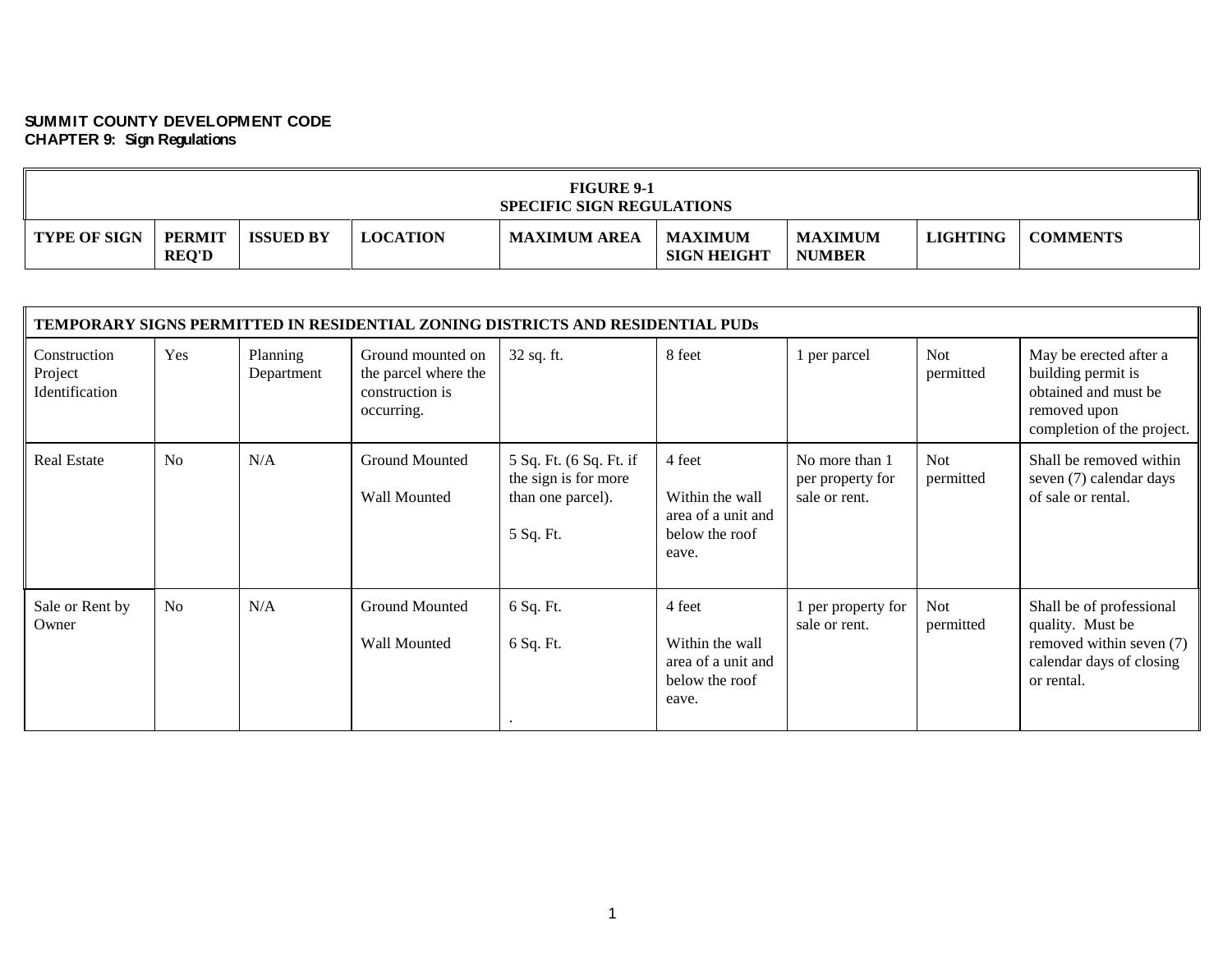**SUMMIT COUNTY DEVELOPMENT CODE**
**CHAPTER 9: Sign Regulations**

| FIGURE 9-1<br>SPECIFIC SIGN REGULATIONS | | | | | | | | |
|---|---|---|---|---|---|---|---|---|
| **TYPE OF SIGN** | **PERMIT REQ'D** | **ISSUED BY** | **LOCATION** | **MAXIMUM AREA** | **MAXIMUM SIGN HEIGHT** | **MAXIMUM NUMBER** | **LIGHTING** | **COMMENTS** |
| **TEMPORARY SIGNS PERMITTED IN RESIDENTIAL ZONING DISTRICTS AND RESIDENTIAL PUDs** | | | | | | | | |
| Construction Project Identification | Yes | Planning Department | Ground mounted on the parcel where the construction is occurring. | 32 sq. ft. | 8 feet | 1 per parcel | Not permitted | May be erected after a building permit is obtained and must be removed upon completion of the project. |
| Real Estate | No | N/A | Ground Mounted<br><br>Wall Mounted | 5 Sq. Ft. (6 Sq. Ft. if the sign is for more than one parcel).<br><br>5 Sq. Ft. | 4 feet<br><br>Within the wall area of a unit and below the roof eave. | No more than 1 per property for sale or rent. | Not permitted | Shall be removed within seven (7) calendar days of sale or rental. |
| Sale or Rent by Owner | No | N/A | Ground Mounted<br><br>Wall Mounted | 6 Sq. Ft.<br><br>6 Sq. Ft.<br><br>. | 4 feet<br><br>Within the wall area of a unit and below the roof eave. | 1 per property for sale or rent. | Not permitted | Shall be of professional quality. Must be removed within seven (7) calendar days of closing or rental. |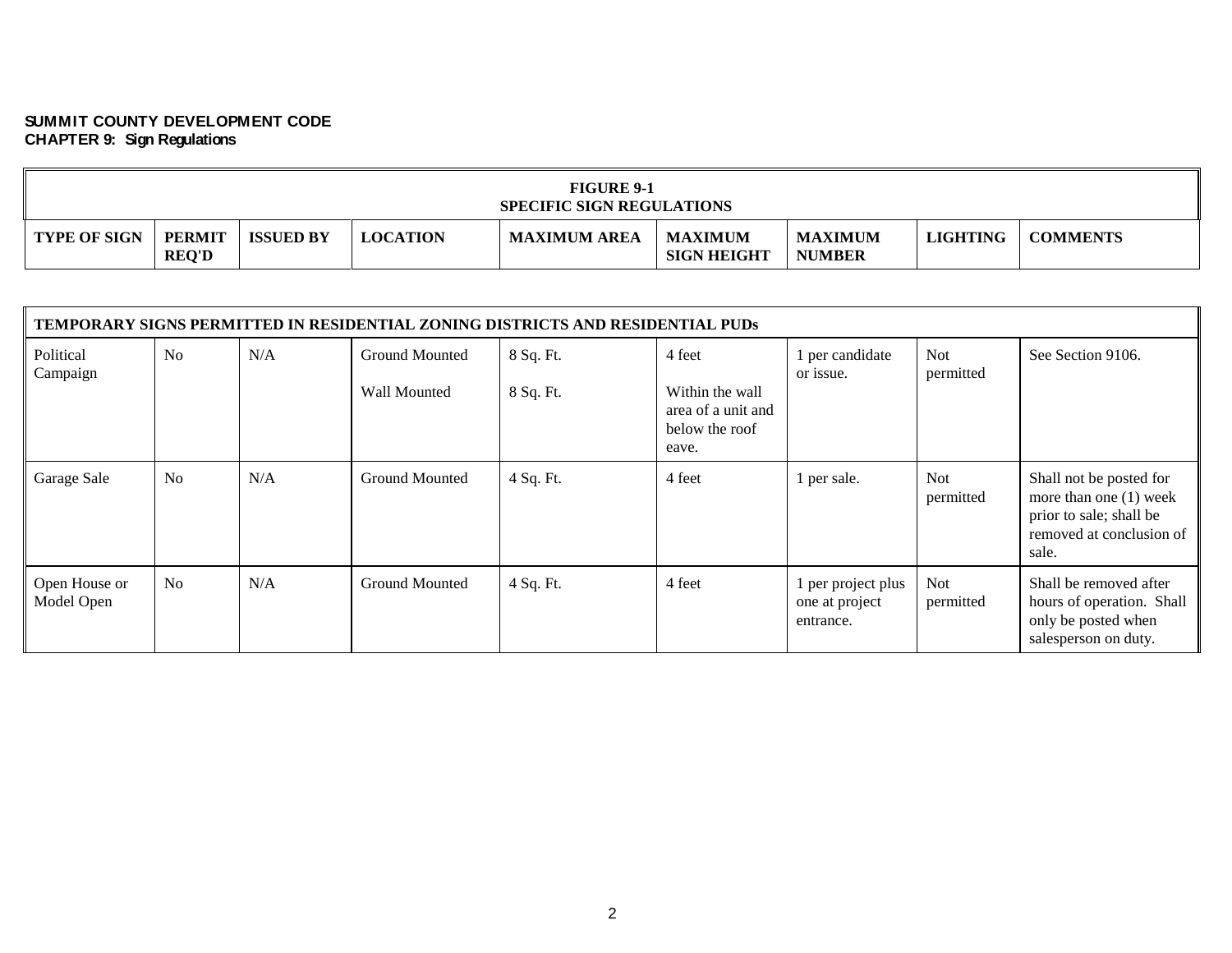**SUMMIT COUNTY DEVELOPMENT CODE**
**CHAPTER 9: Sign Regulations**

**FIGURE 9-1**
**SPECIFIC SIGN REGULATIONS**

| TYPE OF SIGN | PERMIT REQ'D | ISSUED BY | LOCATION | MAXIMUM AREA | MAXIMUM SIGN HEIGHT | MAXIMUM NUMBER | LIGHTING | COMMENTS |
|---|---|---|---|---|---|---|---|---|
| **TEMPORARY SIGNS PERMITTED IN RESIDENTIAL ZONING DISTRICTS AND RESIDENTIAL PUDs** | | | | | | | | |
| Political Campaign | No | N/A | Ground Mounted<br><br>Wall Mounted | 8 Sq. Ft.<br><br>8 Sq. Ft. | 4 feet<br><br>Within the wall area of a unit and below the roof eave. | 1 per candidate or issue. | Not permitted | See Section 9106. |
| Garage Sale | No | N/A | Ground Mounted | 4 Sq. Ft. | 4 feet | 1 per sale. | Not permitted | Shall not be posted for more than one (1) week prior to sale; shall be removed at conclusion of sale. |
| Open House or Model Open | No | N/A | Ground Mounted | 4 Sq. Ft. | 4 feet | 1 per project plus one at project entrance. | Not permitted | Shall be removed after hours of operation. Shall only be posted when salesperson on duty. |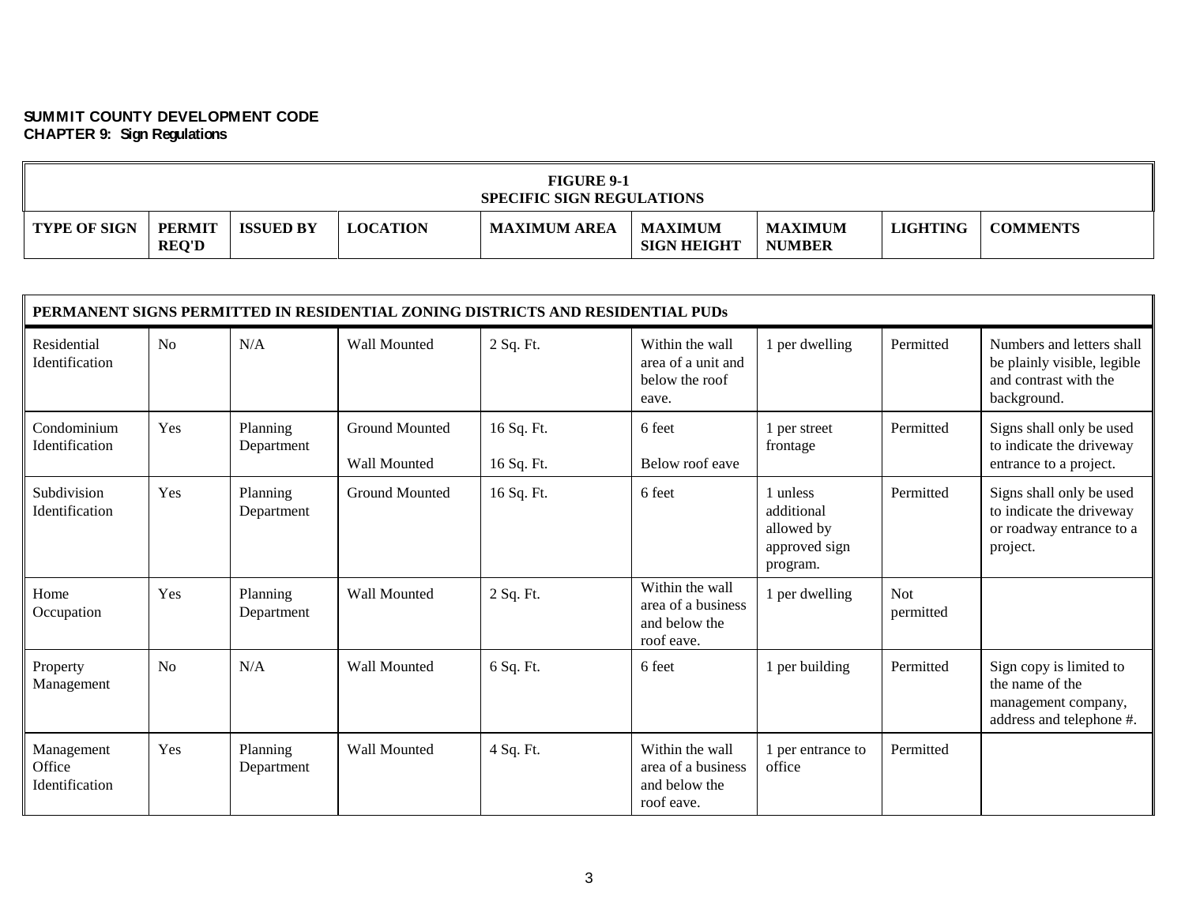**SUMMIT COUNTY DEVELOPMENT CODE**
**CHAPTER 9: Sign Regulations**

**FIGURE 9-1**
**SPECIFIC SIGN REGULATIONS**

| TYPE OF SIGN | PERMIT REQ'D | ISSUED BY | LOCATION | MAXIMUM AREA | MAXIMUM SIGN HEIGHT | MAXIMUM NUMBER | LIGHTING | COMMENTS |
|---|---|---|---|---|---|---|---|---|
| **PERMANENT SIGNS PERMITTED IN RESIDENTIAL ZONING DISTRICTS AND RESIDENTIAL PUDs** | | | | | | | | |
| Residential Identification | No | N/A | Wall Mounted | 2 Sq. Ft. | Within the wall area of a unit and below the roof eave. | 1 per dwelling | Permitted | Numbers and letters shall be plainly visible, legible and contrast with the background. |
| Condominium Identification | Yes | Planning Department | Ground Mounted<br><br>Wall Mounted | 16 Sq. Ft.<br><br>16 Sq. Ft. | 6 feet<br><br>Below roof eave | 1 per street frontage | Permitted | Signs shall only be used to indicate the driveway entrance to a project. |
| Subdivision Identification | Yes | Planning Department | Ground Mounted | 16 Sq. Ft. | 6 feet | 1 unless additional allowed by approved sign program. | Permitted | Signs shall only be used to indicate the driveway or roadway entrance to a project. |
| Home Occupation | Yes | Planning Department | Wall Mounted | 2 Sq. Ft. | Within the wall area of a business and below the roof eave. | 1 per dwelling | Not permitted | |
| Property Management | No | N/A | Wall Mounted | 6 Sq. Ft. | 6 feet | 1 per building | Permitted | Sign copy is limited to the name of the management company, address and telephone #. |
| Management Office Identification | Yes | Planning Department | Wall Mounted | 4 Sq. Ft. | Within the wall area of a business and below the roof eave. | 1 per entrance to office | Permitted | |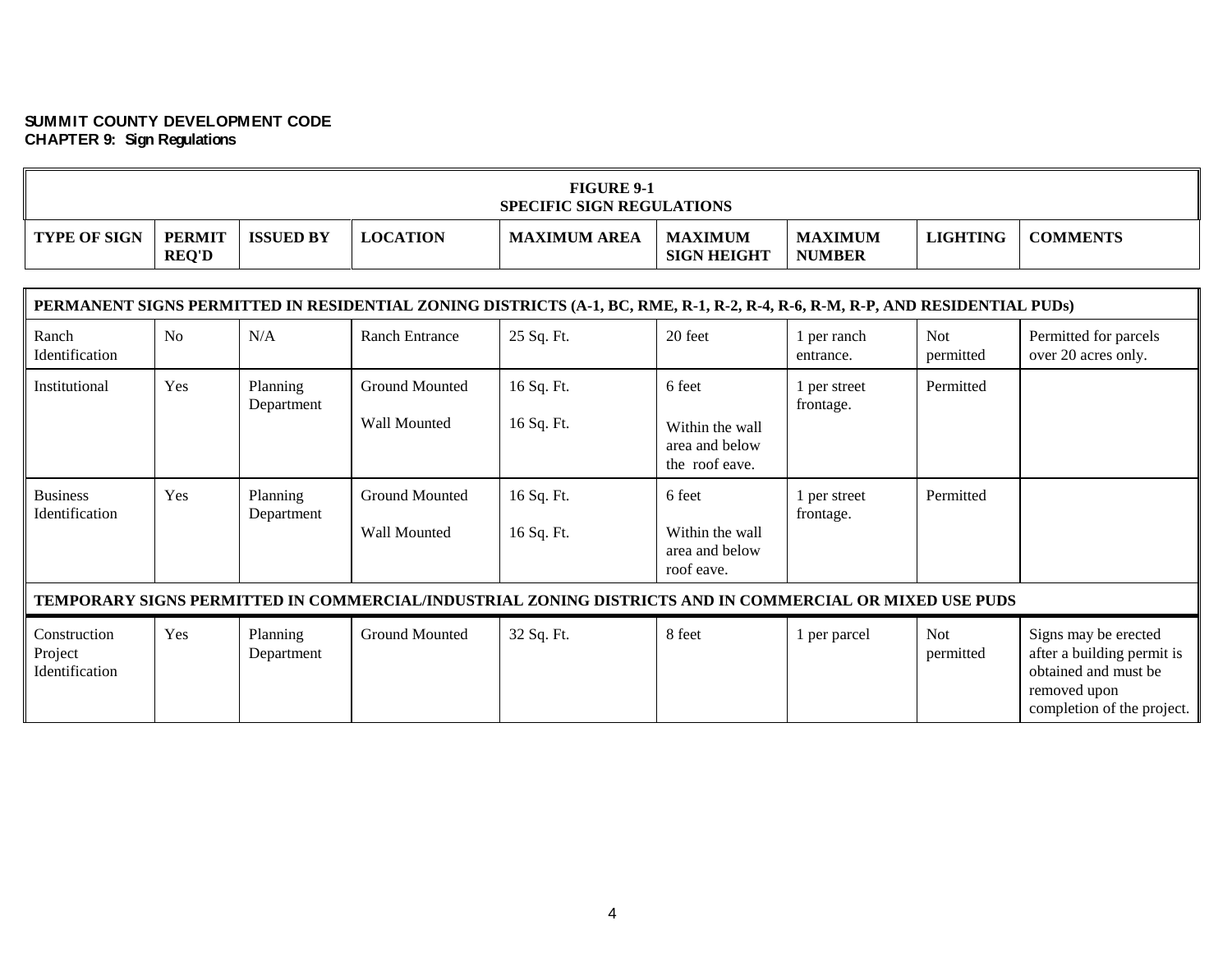**SUMMIT COUNTY DEVELOPMENT CODE**
**CHAPTER 9: Sign Regulations**

**FIGURE 9-1**
**SPECIFIC SIGN REGULATIONS**

| TYPE OF SIGN | PERMIT REQ'D | ISSUED BY | LOCATION | MAXIMUM AREA | MAXIMUM SIGN HEIGHT | MAXIMUM NUMBER | LIGHTING | COMMENTS |
|---|---|---|---|---|---|---|---|---|
| **PERMANENT SIGNS PERMITTED IN RESIDENTIAL ZONING DISTRICTS (A-1, BC, RME, R-1, R-2, R-4, R-6, R-M, R-P, AND RESIDENTIAL PUDs)** | | | | | | | | |
| Ranch Identification | No | N/A | Ranch Entrance | 25 Sq. Ft. | 20 feet | 1 per ranch entrance. | Not permitted | Permitted for parcels over 20 acres only. |
| Institutional | Yes | Planning Department | Ground Mounted<br>Wall Mounted | 16 Sq. Ft.<br>16 Sq. Ft. | 6 feet<br>Within the wall area and below the roof eave. | 1 per street frontage. | Permitted | |
| Business Identification | Yes | Planning Department | Ground Mounted<br>Wall Mounted | 16 Sq. Ft.<br>16 Sq. Ft. | 6 feet<br>Within the wall area and below roof eave. | 1 per street frontage. | Permitted | |
| **TEMPORARY SIGNS PERMITTED IN COMMERCIAL/INDUSTRIAL ZONING DISTRICTS AND IN COMMERCIAL OR MIXED USE PUDS** | | | | | | | | |
| Construction Project Identification | Yes | Planning Department | Ground Mounted | 32 Sq. Ft. | 8 feet | 1 per parcel | Not permitted | Signs may be erected after a building permit is obtained and must be removed upon completion of the project. |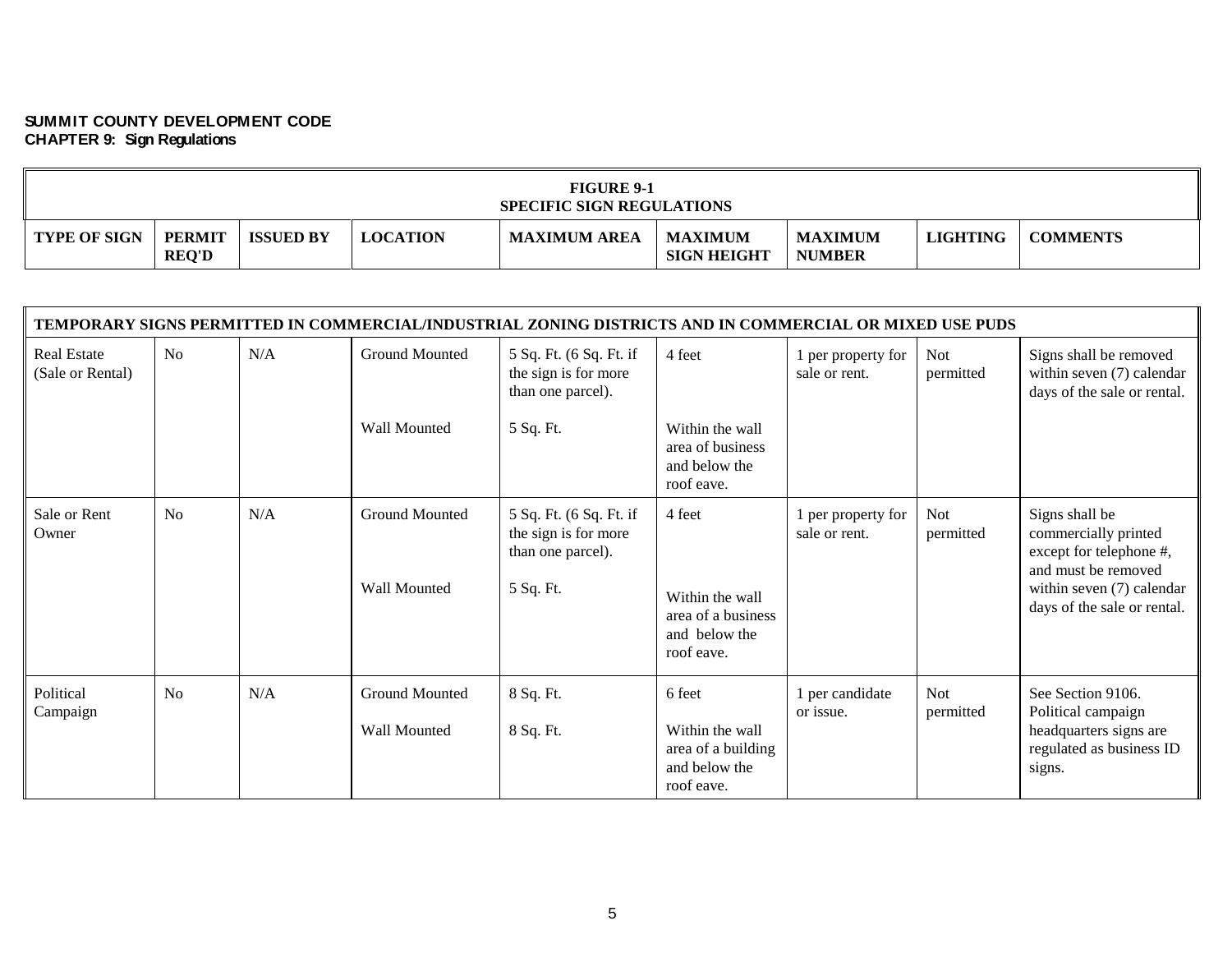**SUMMIT COUNTY DEVELOPMENT CODE**
**CHAPTER 9: Sign Regulations**

**FIGURE 9-1**
**SPECIFIC SIGN REGULATIONS**

| TYPE OF SIGN | PERMIT REQ'D | ISSUED BY | LOCATION | MAXIMUM AREA | MAXIMUM SIGN HEIGHT | MAXIMUM NUMBER | LIGHTING | COMMENTS |
|---|---|---|---|---|---|---|---|---|
| **TEMPORARY SIGNS PERMITTED IN COMMERCIAL/INDUSTRIAL ZONING DISTRICTS AND IN COMMERCIAL OR MIXED USE PUDS** | | | | | | | | |
| Real Estate (Sale or Rental) | No | N/A | Ground Mounted<br><br>Wall Mounted | 5 Sq. Ft. (6 Sq. Ft. if the sign is for more than one parcel).<br><br>5 Sq. Ft. | 4 feet<br><br>Within the wall area of business and below the roof eave. | 1 per property for sale or rent. | Not permitted | Signs shall be removed within seven (7) calendar days of the sale or rental. |
| Sale or Rent Owner | No | N/A | Ground Mounted<br><br>Wall Mounted | 5 Sq. Ft. (6 Sq. Ft. if the sign is for more than one parcel).<br><br>5 Sq. Ft. | 4 feet<br><br>Within the wall area of a business and below the roof eave. | 1 per property for sale or rent. | Not permitted | Signs shall be commercially printed except for telephone #, and must be removed within seven (7) calendar days of the sale or rental. |
| Political Campaign | No | N/A | Ground Mounted<br><br>Wall Mounted | 8 Sq. Ft.<br><br>8 Sq. Ft. | 6 feet<br><br>Within the wall area of a building and below the roof eave. | 1 per candidate or issue. | Not permitted | See Section 9106. Political campaign headquarters signs are regulated as business ID signs. |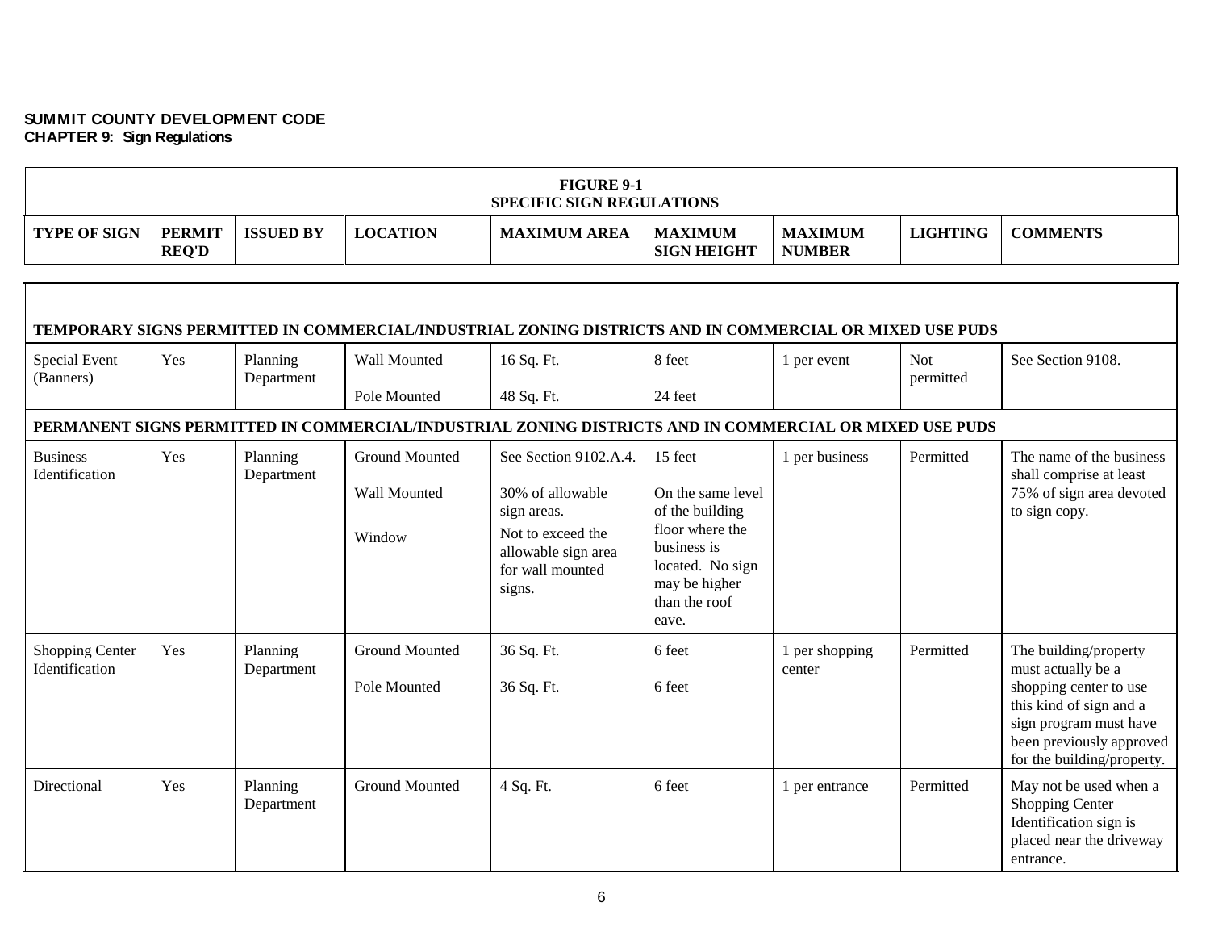**SUMMIT COUNTY DEVELOPMENT CODE**
**CHAPTER 9: Sign Regulations**

**FIGURE 9-1**
**SPECIFIC SIGN REGULATIONS**

| TYPE OF SIGN | PERMIT REQ'D | ISSUED BY | LOCATION | MAXIMUM AREA | MAXIMUM SIGN HEIGHT | MAXIMUM NUMBER | LIGHTING | COMMENTS |
|---|---|---|---|---|---|---|---|---|
| **TEMPORARY SIGNS PERMITTED IN COMMERCIAL/INDUSTRIAL ZONING DISTRICTS AND IN COMMERCIAL OR MIXED USE PUDS** | | | | | | | | |
| Special Event (Banners) | Yes | Planning Department | Wall Mounted<br><br>Pole Mounted | 16 Sq. Ft.<br><br>48 Sq. Ft. | 8 feet<br><br>24 feet | 1 per event | Not permitted | See Section 9108. |
| **PERMANENT SIGNS PERMITTED IN COMMERCIAL/INDUSTRIAL ZONING DISTRICTS AND IN COMMERCIAL OR MIXED USE PUDS** | | | | | | | | |
| Business Identification | Yes | Planning Department | Ground Mounted<br><br>Wall Mounted<br><br>Window | See Section 9102.A.4.<br><br>30% of allowable sign areas.<br>Not to exceed the allowable sign area for wall mounted signs. | 15 feet<br><br>On the same level of the building floor where the business is located. No sign may be higher than the roof eave. | 1 per business | Permitted | The name of the business shall comprise at least 75% of sign area devoted to sign copy. |
| Shopping Center Identification | Yes | Planning Department | Ground Mounted<br><br>Pole Mounted | 36 Sq. Ft.<br><br>36 Sq. Ft. | 6 feet<br><br>6 feet | 1 per shopping center | Permitted | The building/property must actually be a shopping center to use this kind of sign and a sign program must have been previously approved for the building/property. |
| Directional | Yes | Planning Department | Ground Mounted | 4 Sq. Ft. | 6 feet | 1 per entrance | Permitted | May not be used when a Shopping Center Identification sign is placed near the driveway entrance. |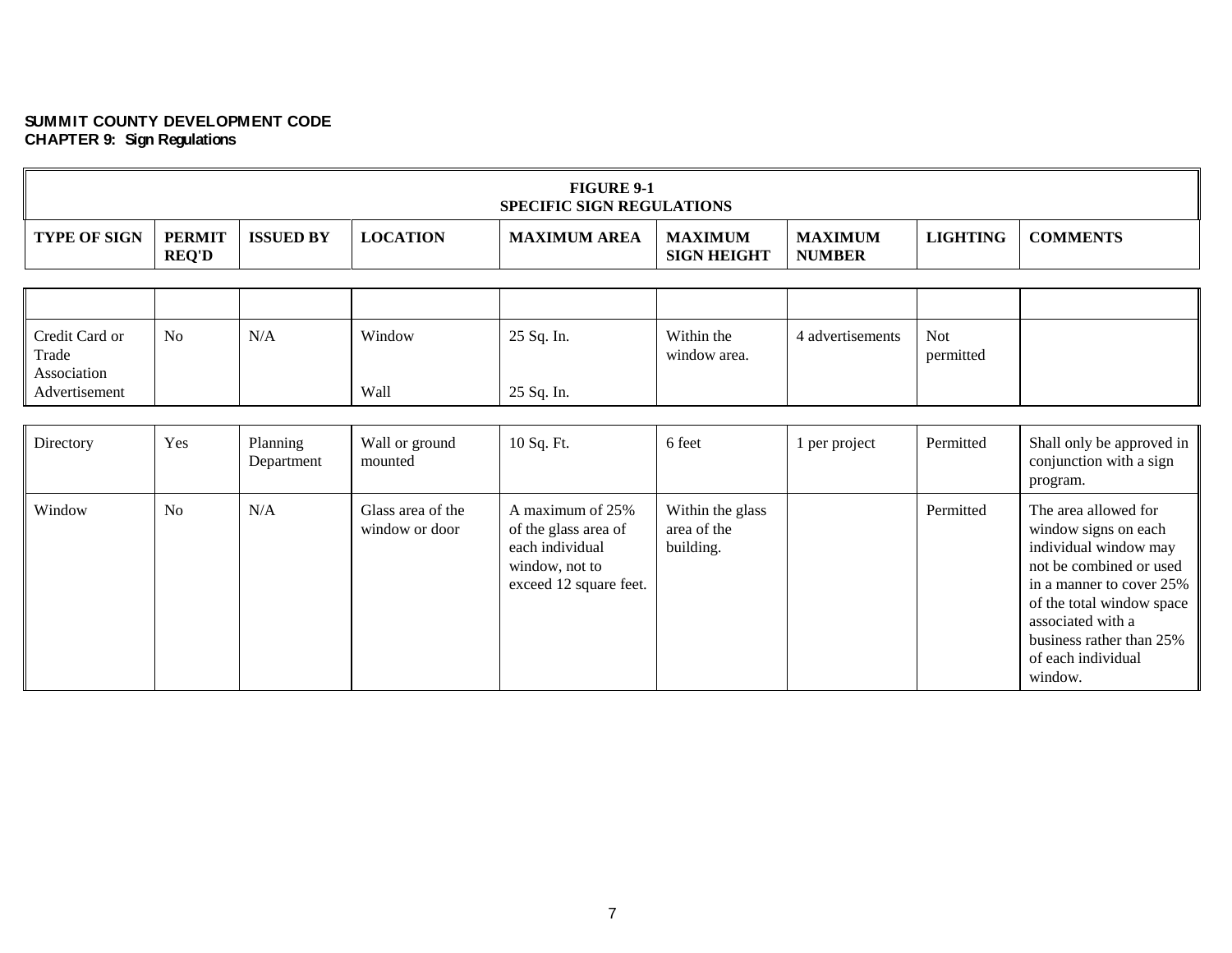**SUMMIT COUNTY DEVELOPMENT CODE**
**CHAPTER 9: Sign Regulations**

**FIGURE 9-1**
**SPECIFIC SIGN REGULATIONS**

| TYPE OF SIGN | PERMIT REQ'D | ISSUED BY | LOCATION | MAXIMUM AREA | MAXIMUM SIGN HEIGHT | MAXIMUM NUMBER | LIGHTING | COMMENTS |
|---|---|---|---|---|---|---|---|---|
| | | | | | | | | |
| Credit Card or Trade Association Advertisement | No | N/A | Window<br><br>Wall | 25 Sq. In.<br><br>25 Sq. In. | Within the window area. | 4 advertisements | Not permitted | |
| Directory | Yes | Planning Department | Wall or ground mounted | 10 Sq. Ft. | 6 feet | 1 per project | Permitted | Shall only be approved in conjunction with a sign program. |
| Window | No | N/A | Glass area of the window or door | A maximum of 25% of the glass area of each individual window, not to exceed 12 square feet. | Within the glass area of the building. | | Permitted | The area allowed for window signs on each individual window may not be combined or used in a manner to cover 25% of the total window space associated with a business rather than 25% of each individual window. |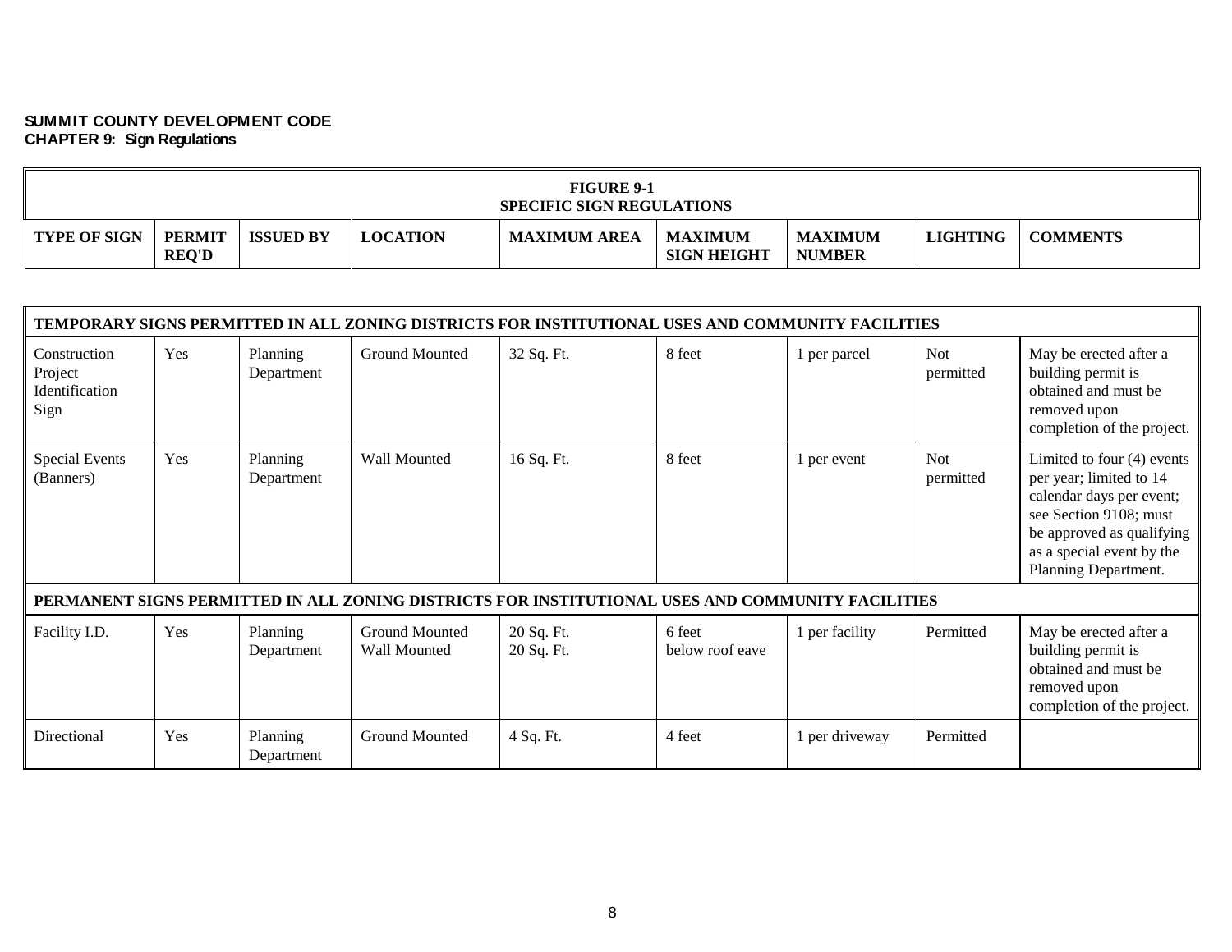**SUMMIT COUNTY DEVELOPMENT CODE**
**CHAPTER 9: Sign Regulations**

**FIGURE 9-1**
**SPECIFIC SIGN REGULATIONS**

| TYPE OF SIGN | PERMIT REQ'D | ISSUED BY | LOCATION | MAXIMUM AREA | MAXIMUM SIGN HEIGHT | MAXIMUM NUMBER | LIGHTING | COMMENTS |
|---|---|---|---|---|---|---|---|---|
| **TEMPORARY SIGNS PERMITTED IN ALL ZONING DISTRICTS FOR INSTITUTIONAL USES AND COMMUNITY FACILITIES** | | | | | | | | |
| Construction Project Identification Sign | Yes | Planning Department | Ground Mounted | 32 Sq. Ft. | 8 feet | 1 per parcel | Not permitted | May be erected after a building permit is obtained and must be removed upon completion of the project. |
| Special Events (Banners) | Yes | Planning Department | Wall Mounted | 16 Sq. Ft. | 8 feet | 1 per event | Not permitted | Limited to four (4) events per year; limited to 14 calendar days per event; see Section 9108; must be approved as qualifying as a special event by the Planning Department. |
| **PERMANENT SIGNS PERMITTED IN ALL ZONING DISTRICTS FOR INSTITUTIONAL USES AND COMMUNITY FACILITIES** | | | | | | | | |
| Facility I.D. | Yes | Planning Department | Ground Mounted<br>Wall Mounted | 20 Sq. Ft.<br>20 Sq. Ft. | 6 feet<br>below roof eave | 1 per facility | Permitted | May be erected after a building permit is obtained and must be removed upon completion of the project. |
| Directional | Yes | Planning Department | Ground Mounted | 4 Sq. Ft. | 4 feet | 1 per driveway | Permitted | |